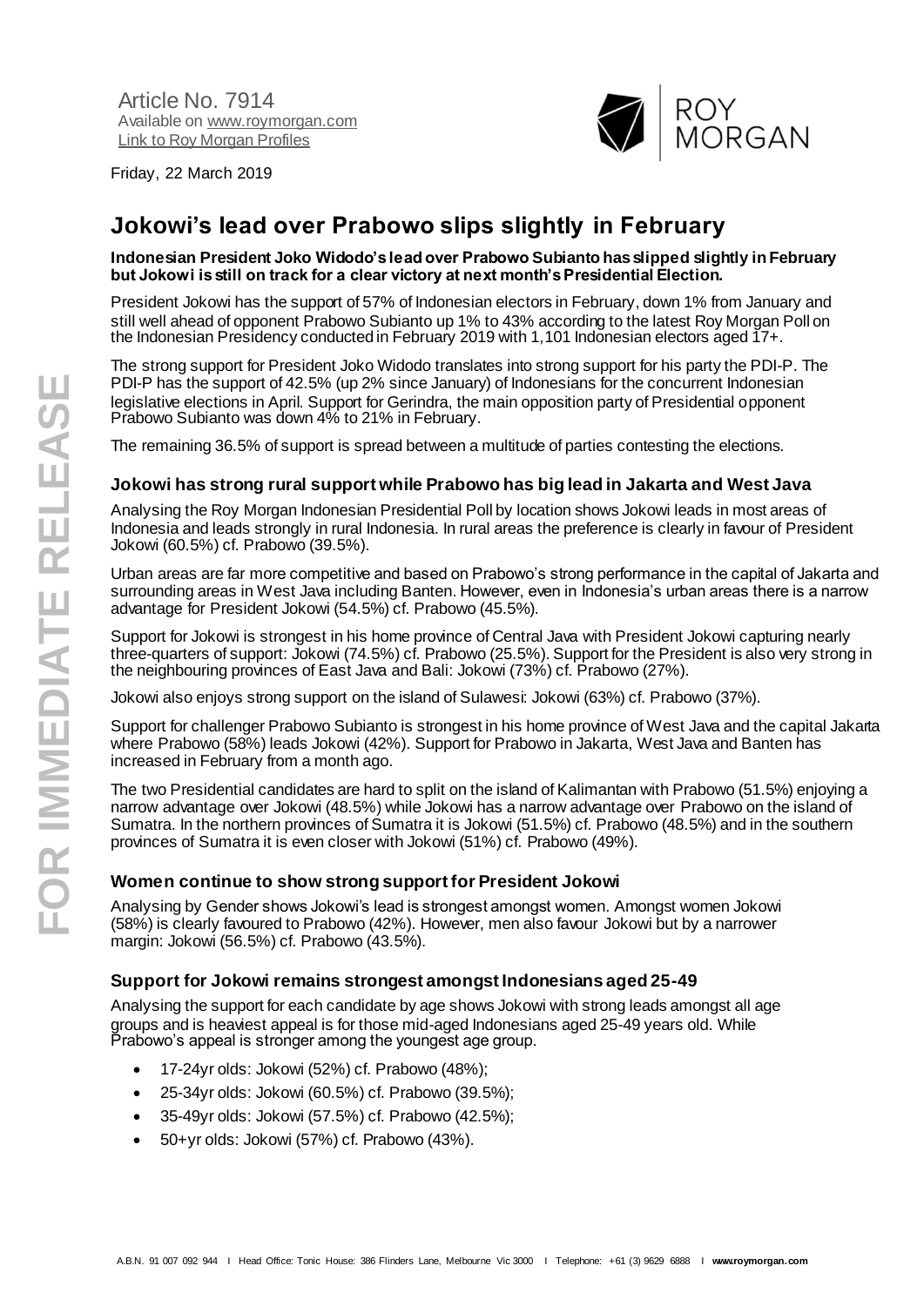Article No. 7914
Available on [www.roymorgan.com](http://www.roymorgan.com)
[Link to Roy Morgan Profiles]()

Friday, 22 March 2019

# Jokowi's lead over Prabowo slips slightly in February

**Indonesian President Joko Widodo's lead over Prabowo Subianto has slipped slightly in February but Jokowi is still on track for a clear victory at next month's Presidential Election.**

President Jokowi has the support of 57% of Indonesian electors in February, down 1% from January and still well ahead of opponent Prabowo Subianto up 1% to 43% according to the latest Roy Morgan Poll on the Indonesian Presidency conducted in February 2019 with 1,101 Indonesian electors aged 17+.

The strong support for President Joko Widodo translates into strong support for his party the PDI-P. The PDI-P has the support of 42.5% (up 2% since January) of Indonesians for the concurrent Indonesian legislative elections in April. Support for Gerindra, the main opposition party of Presidential opponent Prabowo Subianto was down 4% to 21% in February.

The remaining 36.5% of support is spread between a multitude of parties contesting the elections.

### Jokowi has strong rural support while Prabowo has big lead in Jakarta and West Java

Analysing the Roy Morgan Indonesian Presidential Poll by location shows Jokowi leads in most areas of Indonesia and leads strongly in rural Indonesia. In rural areas the preference is clearly in favour of President Jokowi (60.5%) cf. Prabowo (39.5%).

Urban areas are far more competitive and based on Prabowo's strong performance in the capital of Jakarta and surrounding areas in West Java including Banten. However, even in Indonesia's urban areas there is a narrow advantage for President Jokowi (54.5%) cf. Prabowo (45.5%).

Support for Jokowi is strongest in his home province of Central Java with President Jokowi capturing nearly three-quarters of support: Jokowi (74.5%) cf. Prabowo (25.5%). Support for the President is also very strong in the neighbouring provinces of East Java and Bali: Jokowi (73%) cf. Prabowo (27%).

Jokowi also enjoys strong support on the island of Sulawesi: Jokowi (63%) cf. Prabowo (37%).

Support for challenger Prabowo Subianto is strongest in his home province of West Java and the capital Jakarta where Prabowo (58%) leads Jokowi (42%). Support for Prabowo in Jakarta, West Java and Banten has increased in February from a month ago.

The two Presidential candidates are hard to split on the island of Kalimantan with Prabowo (51.5%) enjoying a narrow advantage over Jokowi (48.5%) while Jokowi has a narrow advantage over Prabowo on the island of Sumatra. In the northern provinces of Sumatra it is Jokowi (51.5%) cf. Prabowo (48.5%) and in the southern provinces of Sumatra it is even closer with Jokowi (51%) cf. Prabowo (49%).

### Women continue to show strong support for President Jokowi

Analysing by Gender shows Jokowi's lead is strongest amongst women. Amongst women Jokowi (58%) is clearly favoured to Prabowo (42%). However, men also favour Jokowi but by a narrower margin: Jokowi (56.5%) cf. Prabowo (43.5%).

### Support for Jokowi remains strongest amongst Indonesians aged 25-49

Analysing the support for each candidate by age shows Jokowi with strong leads amongst all age groups and is heaviest appeal is for those mid-aged Indonesians aged 25-49 years old. While Prabowo's appeal is stronger among the youngest age group.

- 17-24yr olds: Jokowi (52%) cf. Prabowo (48%);
- 25-34yr olds: Jokowi (60.5%) cf. Prabowo (39.5%);
- 35-49yr olds: Jokowi (57.5%) cf. Prabowo (42.5%);
- 50+yr olds: Jokowi (57%) cf. Prabowo (43%).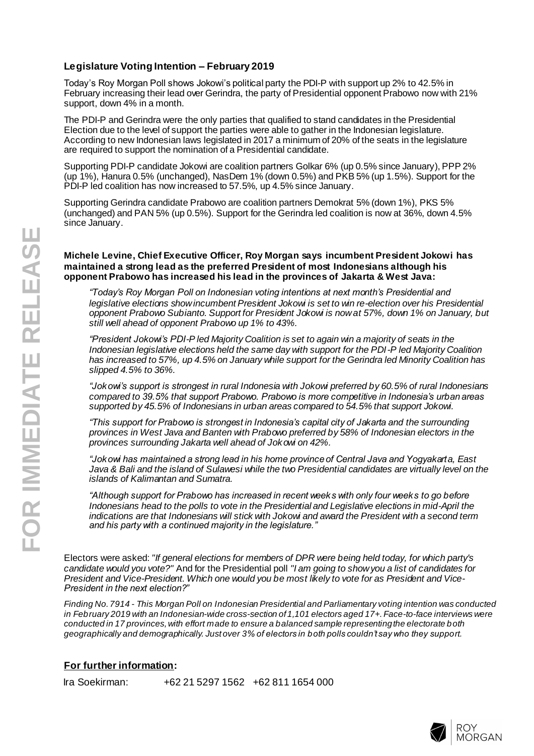### Legislature Voting Intention – February 2019

Today's Roy Morgan Poll shows Jokowi's political party the PDI-P with support up 2% to 42.5% in February increasing their lead over Gerindra, the party of Presidential opponent Prabowo now with 21% support, down 4% in a month.

The PDI-P and Gerindra were the only parties that qualified to stand candidates in the Presidential Election due to the level of support the parties were able to gather in the Indonesian legislature. According to new Indonesian laws legislated in 2017 a minimum of 20% of the seats in the legislature are required to support the nomination of a Presidential candidate.

Supporting PDI-P candidate Jokowi are coalition partners Golkar 6% (up 0.5% since January), PPP 2% (up 1%), Hanura 0.5% (unchanged), NasDem 1% (down 0.5%) and PKB 5% (up 1.5%). Support for the PDI-P led coalition has now increased to 57.5%, up 4.5% since January.

Supporting Gerindra candidate Prabowo are coalition partners Demokrat 5% (down 1%), PKS 5% (unchanged) and PAN 5% (up 0.5%). Support for the Gerindra led coalition is now at 36%, down 4.5% since January.

**Michele Levine, Chief Executive Officer, Roy Morgan says incumbent President Jokowi has maintained a strong lead as the preferred President of most Indonesians although his opponent Prabowo has increased his lead in the provinces of Jakarta & West Java:**

> *"Today's Roy Morgan Poll on Indonesian voting intentions at next month's Presidential and legislative elections show incumbent President Jokowi is set to win re-election over his Presidential opponent Prabowo Subianto. Support for President Jokowi is now at 57%, down 1% on January, but still well ahead of opponent Prabowo up 1% to 43%.*
>
> *"President Jokowi's PDI-P led Majority Coalition is set to again win a majority of seats in the Indonesian legislative elections held the same day with support for the PDI-P led Majority Coalition has increased to 57%, up 4.5% on January while support for the Gerindra led Minority Coalition has slipped 4.5% to 36%.*
>
> *"Jokowi's support is strongest in rural Indonesia with Jokowi preferred by 60.5% of rural Indonesians compared to 39.5% that support Prabowo. Prabowo is more competitive in Indonesia's urban areas supported by 45.5% of Indonesians in urban areas compared to 54.5% that support Jokowi.*
>
> *"This support for Prabowo is strongest in Indonesia's capital city of Jakarta and the surrounding provinces in West Java and Banten with Prabowo preferred by 58% of Indonesian electors in the provinces surrounding Jakarta well ahead of Jokowi on 42%.*
>
> *"Jokowi has maintained a strong lead in his home province of Central Java and Yogyakarta, East Java & Bali and the island of Sulawesi while the two Presidential candidates are virtually level on the islands of Kalimantan and Sumatra.*
>
> *"Although support for Prabowo has increased in recent weeks with only four weeks to go before Indonesians head to the polls to vote in the Presidential and Legislative elections in mid-April the indications are that Indonesians will stick with Jokowi and award the President with a second term and his party with a continued majority in the legislature."*

Electors were asked: *"If general elections for members of DPR were being held today, for which party's candidate would you vote?"* And for the Presidential poll *"I am going to show you a list of candidates for President and Vice-President. Which one would you be most likely to vote for as President and Vice-President in the next election?"*

*Finding No. 7914 - This Morgan Poll on Indonesian Presidential and Parliamentary voting intention was conducted in February 2019 with an Indonesian-wide cross-section of 1,101 electors aged 17+. Face-to-face interviews were conducted in 17 provinces, with effort made to ensure a balanced sample representing the electorate both geographically and demographically. Just over 3% of electors in both polls couldn't say who they support.*

**For further information:**

Ira Soekirman: +62 21 5297 1562 +62 811 1654 000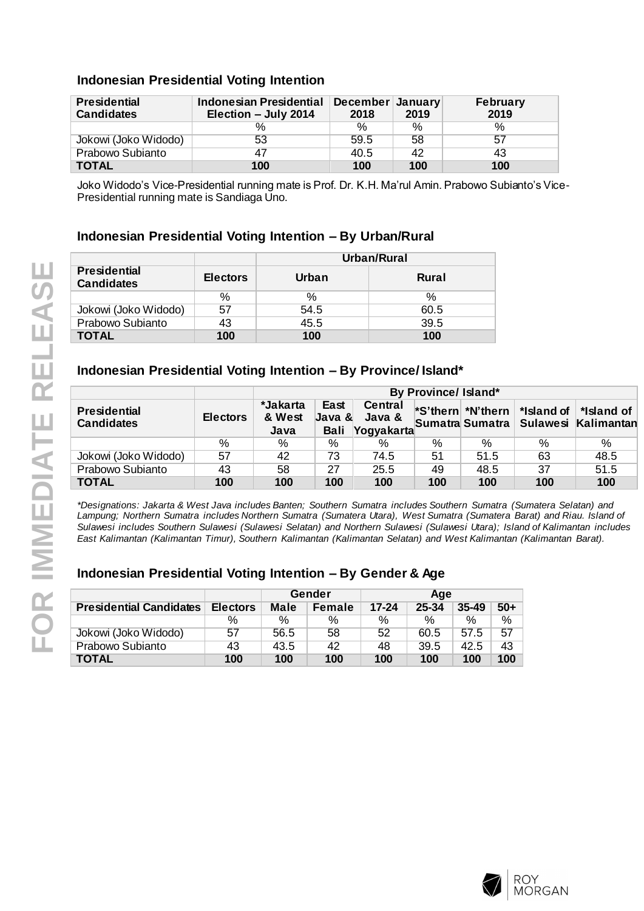## Indonesian Presidential Voting Intention

| Presidential Candidates | Indonesian Presidential Election – July 2014 | December 2018 | January 2019 | February 2019 |
|---|---|---|---|---|
| | % | % | % | % |
| Jokowi (Joko Widodo) | 53 | 59.5 | 58 | 57 |
| Prabowo Subianto | 47 | 40.5 | 42 | 43 |
| **TOTAL** | **100** | **100** | **100** | **100** |

Joko Widodo's Vice-Presidential running mate is Prof. Dr. K.H. Ma'rul Amin. Prabowo Subianto's Vice-Presidential running mate is Sandiaga Uno.

## Indonesian Presidential Voting Intention – By Urban/Rural

| | | Urban/Rural | |
|---|---|---|---|
| **Presidential Candidates** | **Electors** | **Urban** | **Rural** |
| | % | % | % |
| Jokowi (Joko Widodo) | 57 | 54.5 | 60.5 |
| Prabowo Subianto | 43 | 45.5 | 39.5 |
| **TOTAL** | **100** | **100** | **100** |

## Indonesian Presidential Voting Intention – By Province/ Island*

| | | By Province/ Island* | | | | | | |
|---|---|---|---|---|---|---|---|---|
| **Presidential Candidates** | **Electors** | ***Jakarta & West Java** | **East Java & Bali** | **Central Java & Yogyakarta** | ***S'thern Sumatra** | ***N'thern Sumatra** | ***Island of Sulawesi** | ***Island of Kalimantan** |
| | % | % | % | % | % | % | % | % |
| Jokowi (Joko Widodo) | 57 | 42 | 73 | 74.5 | 51 | 51.5 | 63 | 48.5 |
| Prabowo Subianto | 43 | 58 | 27 | 25.5 | 49 | 48.5 | 37 | 51.5 |
| **TOTAL** | **100** | **100** | **100** | **100** | **100** | **100** | **100** | **100** |

*\*Designations: Jakarta & West Java includes Banten; Southern Sumatra includes Southern Sumatra (Sumatera Selatan) and Lampung; Northern Sumatra includes Northern Sumatra (Sumatera Utara), West Sumatra (Sumatera Barat) and Riau. Island of Sulawesi includes Southern Sulawesi (Sulawesi Selatan) and Northern Sulawesi (Sulawesi Utara); Island of Kalimantan includes East Kalimantan (Kalimantan Timur), Southern Kalimantan (Kalimantan Selatan) and West Kalimantan (Kalimantan Barat).*

## Indonesian Presidential Voting Intention – By Gender & Age

| | | Gender | | Age | | | |
|---|---|---|---|---|---|---|---|
| **Presidential Candidates** | **Electors** | **Male** | **Female** | **17-24** | **25-34** | **35-49** | **50+** |
| | % | % | % | % | % | % | % |
| Jokowi (Joko Widodo) | 57 | 56.5 | 58 | 52 | 60.5 | 57.5 | 57 |
| Prabowo Subianto | 43 | 43.5 | 42 | 48 | 39.5 | 42.5 | 43 |
| **TOTAL** | **100** | **100** | **100** | **100** | **100** | **100** | **100** |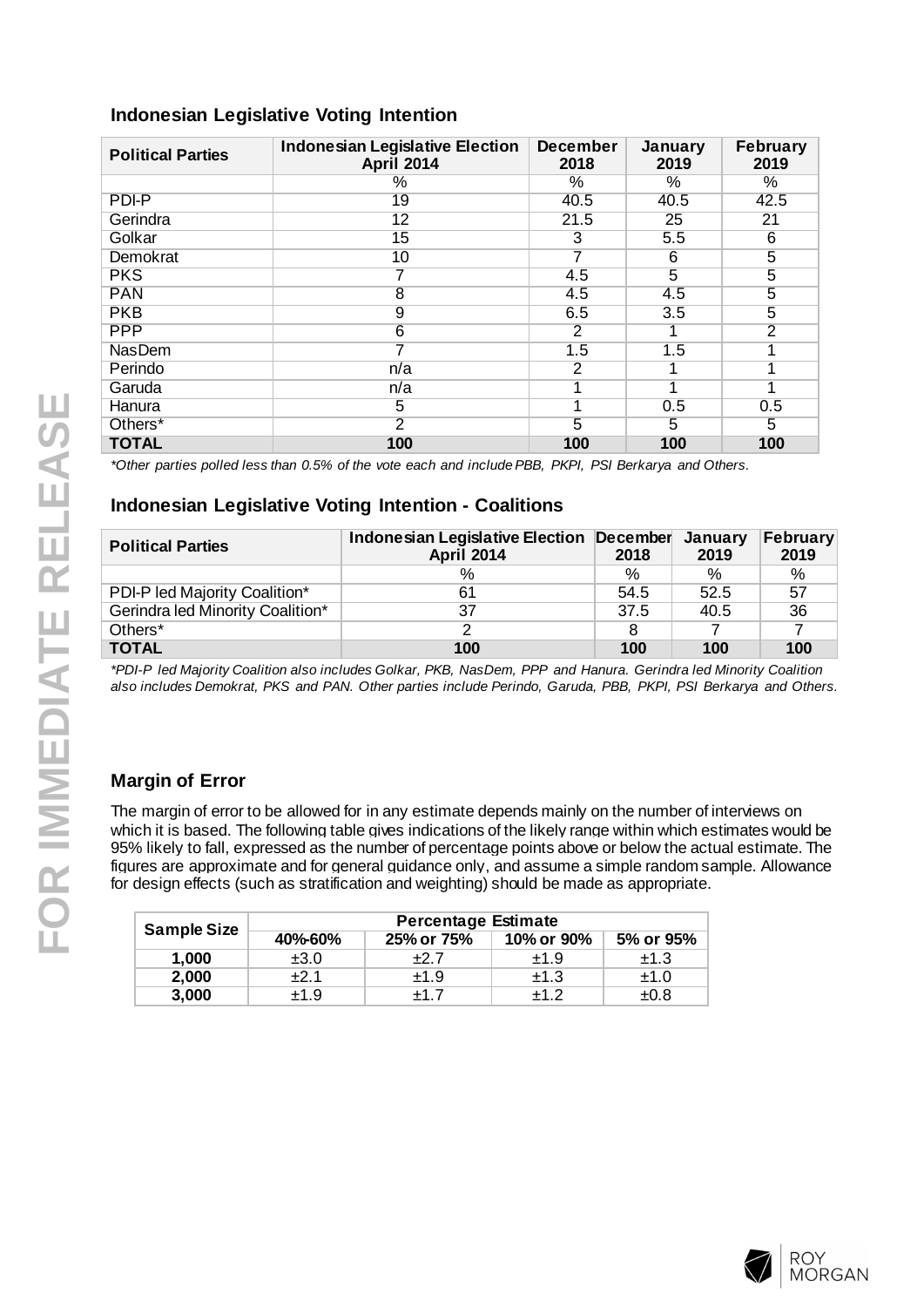## Indonesian Legislative Voting Intention

| Political Parties | Indonesian Legislative Election April 2014 | December 2018 | January 2019 | February 2019 |
|---|---|---|---|---|
| | % | % | % | % |
| PDI-P | 19 | 40.5 | 40.5 | 42.5 |
| Gerindra | 12 | 21.5 | 25 | 21 |
| Golkar | 15 | 3 | 5.5 | 6 |
| Demokrat | 10 | 7 | 6 | 5 |
| PKS | 7 | 4.5 | 5 | 5 |
| PAN | 8 | 4.5 | 4.5 | 5 |
| PKB | 9 | 6.5 | 3.5 | 5 |
| PPP | 6 | 2 | 1 | 2 |
| NasDem | 7 | 1.5 | 1.5 | 1 |
| Perindo | n/a | 2 | 1 | 1 |
| Garuda | n/a | 1 | 1 | 1 |
| Hanura | 5 | 1 | 0.5 | 0.5 |
| Others* | 2 | 5 | 5 | 5 |
| **TOTAL** | **100** | **100** | **100** | **100** |

*\*Other parties polled less than 0.5% of the vote each and include PBB, PKPI, PSI Berkarya and Others.*

## Indonesian Legislative Voting Intention - Coalitions

| Political Parties | Indonesian Legislative Election April 2014 | December 2018 | January 2019 | February 2019 |
|---|---|---|---|---|
| | % | % | % | % |
| PDI-P led Majority Coalition* | 61 | 54.5 | 52.5 | 57 |
| Gerindra led Minority Coalition* | 37 | 37.5 | 40.5 | 36 |
| Others* | 2 | 8 | 7 | 7 |
| **TOTAL** | **100** | **100** | **100** | **100** |

*\*PDI-P led Majority Coalition also includes Golkar, PKB, NasDem, PPP and Hanura. Gerindra led Minority Coalition also includes Demokrat, PKS and PAN. Other parties include Perindo, Garuda, PBB, PKPI, PSI Berkarya and Others.*

## Margin of Error

The margin of error to be allowed for in any estimate depends mainly on the number of interviews on which it is based. The following table gives indications of the likely range within which estimates would be 95% likely to fall, expressed as the number of percentage points above or below the actual estimate. The figures are approximate and for general guidance only, and assume a simple random sample. Allowance for design effects (such as stratification and weighting) should be made as appropriate.

| Sample Size | Percentage Estimate | | | |
|---|---|---|---|---|
| | **40%-60%** | **25% or 75%** | **10% or 90%** | **5% or 95%** |
| **1,000** | ±3.0 | ±2.7 | ±1.9 | ±1.3 |
| **2,000** | ±2.1 | ±1.9 | ±1.3 | ±1.0 |
| **3,000** | ±1.9 | ±1.7 | ±1.2 | ±0.8 |